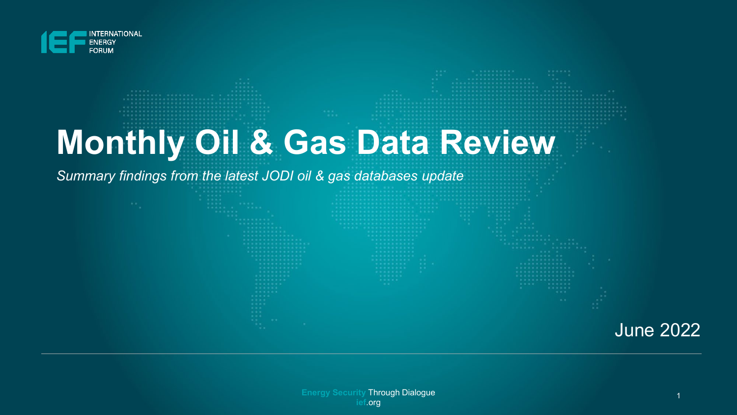INTERNATIONAL ENERGY FORUM

# Monthly Oil & Gas Data Review

*Summary findings from the latest JODI oil & gas databases update*

June 2022

Energy Security Through Dialogue
ief.org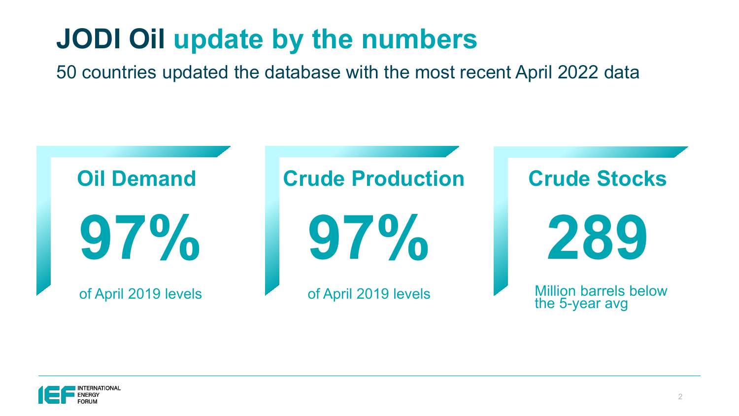# JODI Oil update by the numbers

50 countries updated the database with the most recent April 2022 data

## Oil Demand

**97%**

of April 2019 levels

## Crude Production

**97%**

of April 2019 levels

## Crude Stocks

**289**

Million barrels below the 5-year avg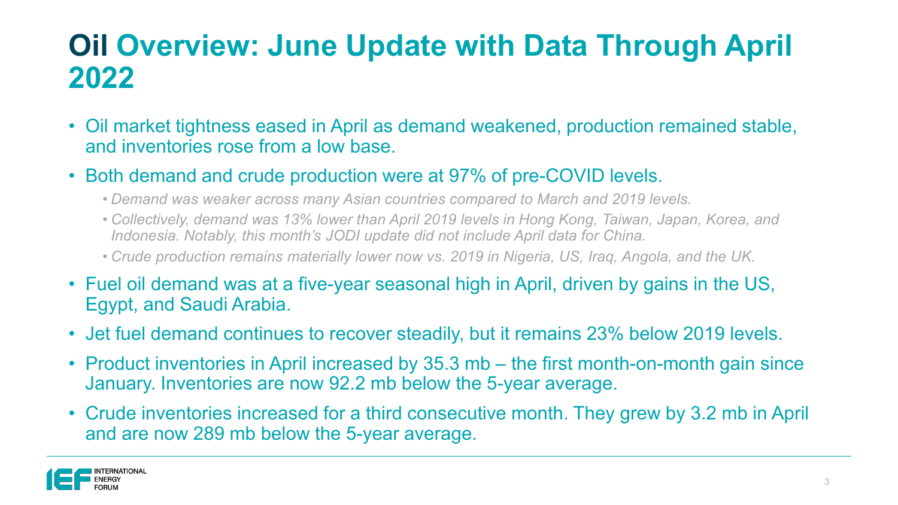# Oil Overview: June Update with Data Through April 2022

- Oil market tightness eased in April as demand weakened, production remained stable, and inventories rose from a low base.
- Both demand and crude production were at 97% of pre-COVID levels.
  - *Demand was weaker across many Asian countries compared to March and 2019 levels.*
  - *Collectively, demand was 13% lower than April 2019 levels in Hong Kong, Taiwan, Japan, Korea, and Indonesia. Notably, this month's JODI update did not include April data for China.*
  - *Crude production remains materially lower now vs. 2019 in Nigeria, US, Iraq, Angola, and the UK.*
- Fuel oil demand was at a five-year seasonal high in April, driven by gains in the US, Egypt, and Saudi Arabia.
- Jet fuel demand continues to recover steadily, but it remains 23% below 2019 levels.
- Product inventories in April increased by 35.3 mb – the first month-on-month gain since January. Inventories are now 92.2 mb below the 5-year average.
- Crude inventories increased for a third consecutive month. They grew by 3.2 mb in April and are now 289 mb below the 5-year average.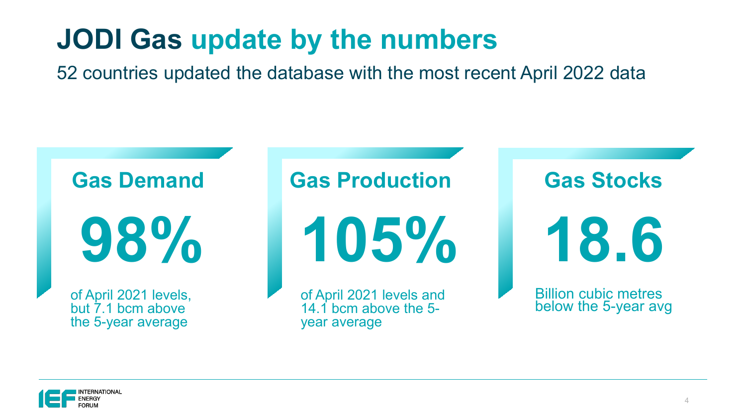# JODI Gas update by the numbers

52 countries updated the database with the most recent April 2022 data

## Gas Demand

**98%**

of April 2021 levels, but 7.1 bcm above the 5-year average

## Gas Production

**105%**

of April 2021 levels and 14.1 bcm above the 5-year average

## Gas Stocks

**18.6**

Billion cubic metres below the 5-year avg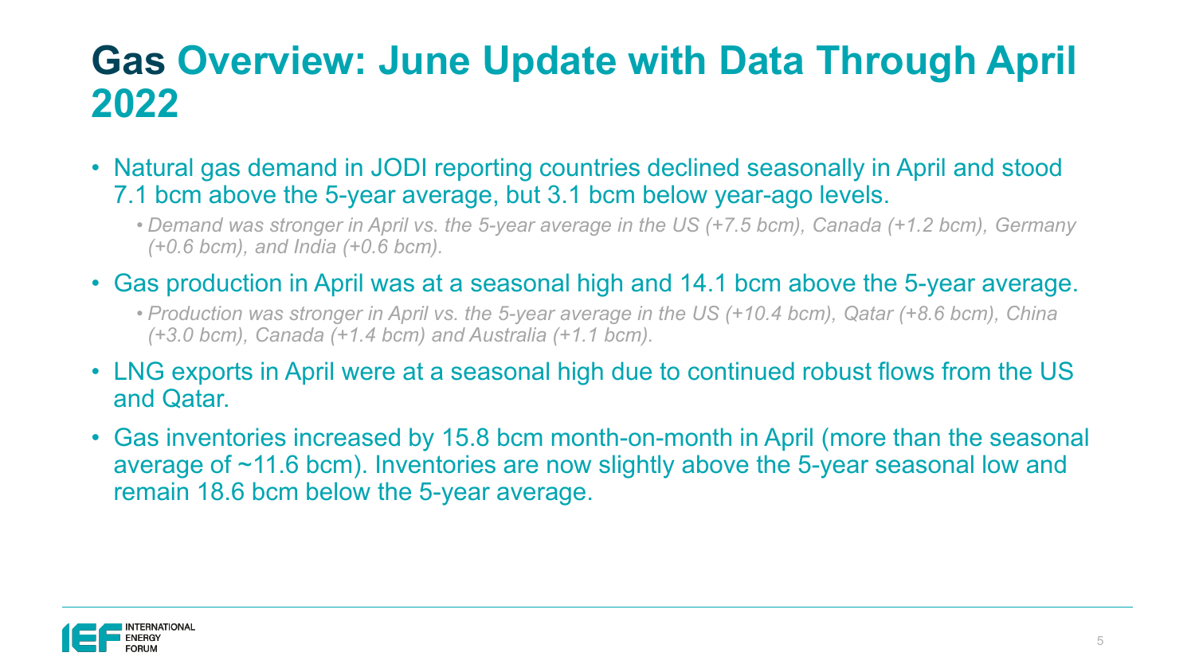# Gas Overview: June Update with Data Through April 2022

- Natural gas demand in JODI reporting countries declined seasonally in April and stood 7.1 bcm above the 5-year average, but 3.1 bcm below year-ago levels.
  - *Demand was stronger in April vs. the 5-year average in the US (+7.5 bcm), Canada (+1.2 bcm), Germany (+0.6 bcm), and India (+0.6 bcm).*
- Gas production in April was at a seasonal high and 14.1 bcm above the 5-year average.
  - *Production was stronger in April vs. the 5-year average in the US (+10.4 bcm), Qatar (+8.6 bcm), China (+3.0 bcm), Canada (+1.4 bcm) and Australia (+1.1 bcm).*
- LNG exports in April were at a seasonal high due to continued robust flows from the US and Qatar.
- Gas inventories increased by 15.8 bcm month-on-month in April (more than the seasonal average of ~11.6 bcm). Inventories are now slightly above the 5-year seasonal low and remain 18.6 bcm below the 5-year average.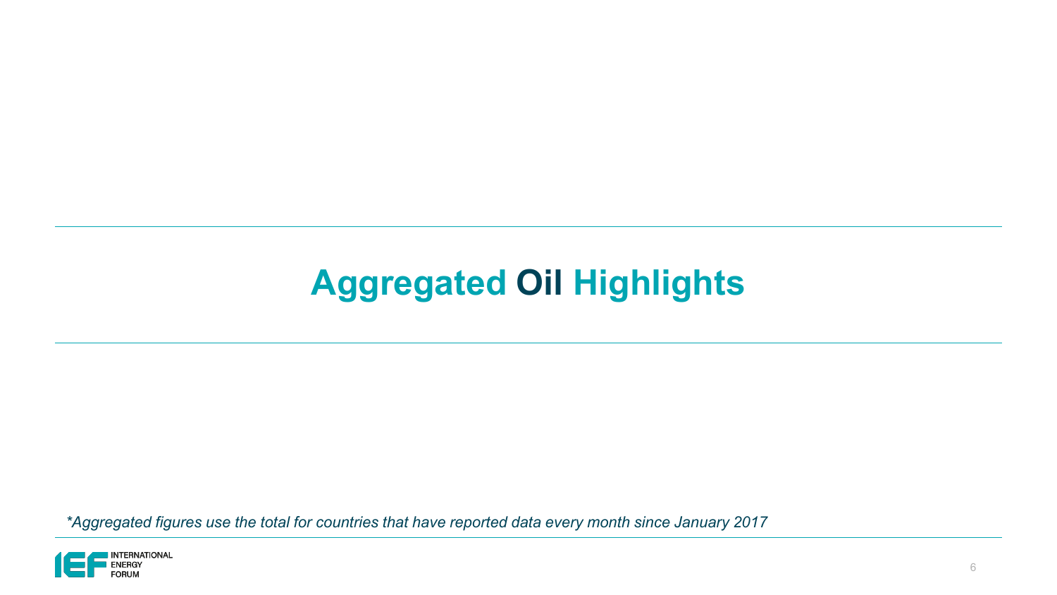# Aggregated Oil Highlights

*\*Aggregated figures use the total for countries that have reported data every month since January 2017*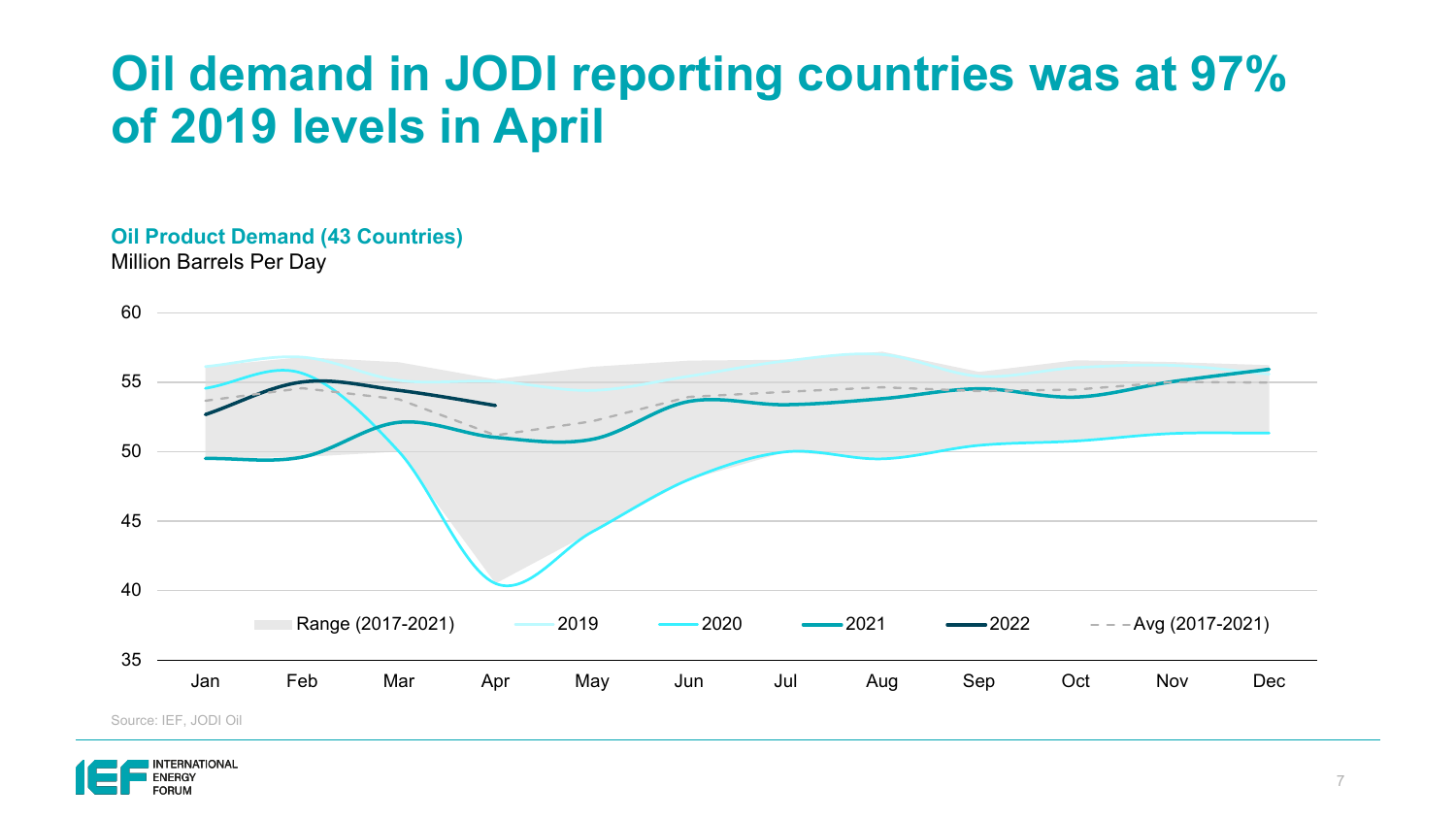# Oil demand in JODI reporting countries was at 97% of 2019 levels in April

**Oil Product Demand (43 Countries)**

Million Barrels Per Day

60
55
50
45
40
35

Range (2017-2021) | 2019 | 2020 | 2021 | 2022 | Avg (2017-2021)

Jan Feb Mar Apr May Jun Jul Aug Sep Oct Nov Dec

Source: IEF, JODI Oil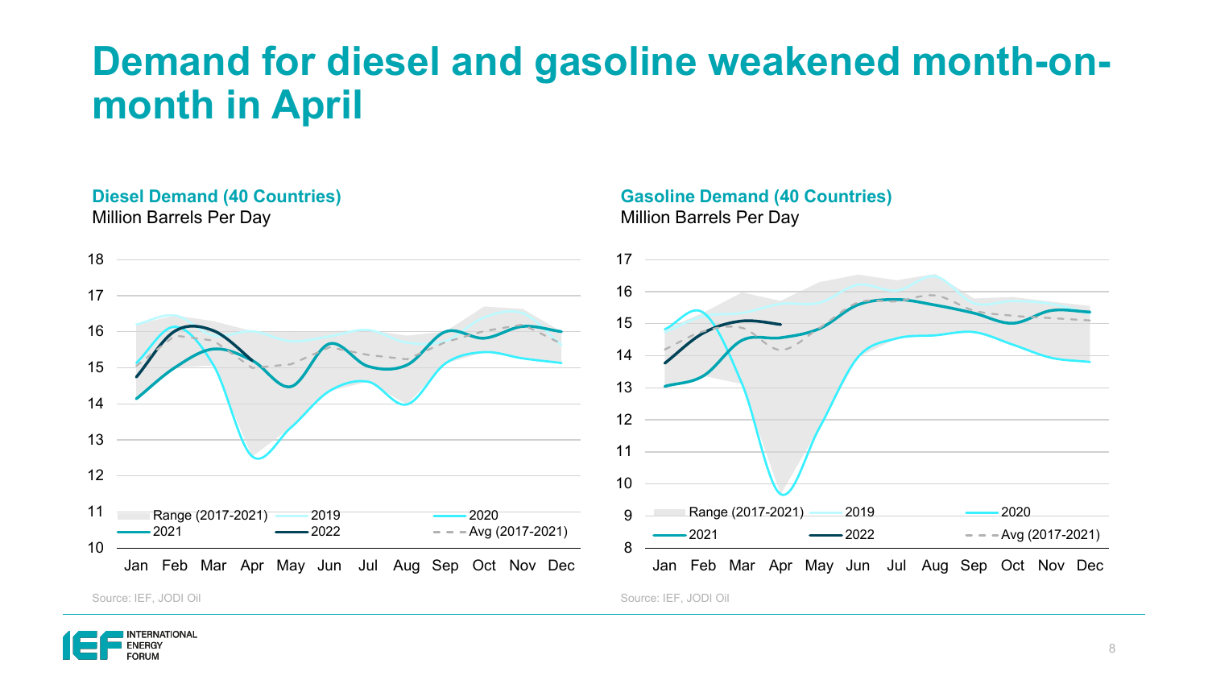# Demand for diesel and gasoline weakened month-on-month in April

**Diesel Demand (40 Countries)**
Million Barrels Per Day

Source: IEF, JODI Oil

**Gasoline Demand (40 Countries)**
Million Barrels Per Day

Source: IEF, JODI Oil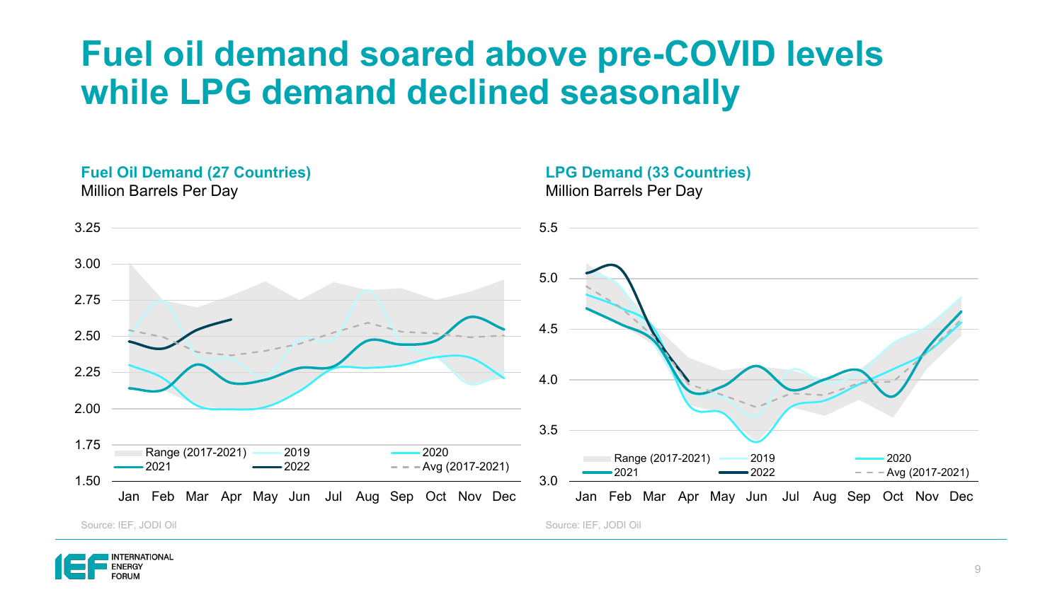# Fuel oil demand soared above pre-COVID levels while LPG demand declined seasonally

**Fuel Oil Demand (27 Countries)**
Million Barrels Per Day

Source: IEF, JODI Oil

**LPG Demand (33 Countries)**
Million Barrels Per Day

Source: IEF, JODI Oil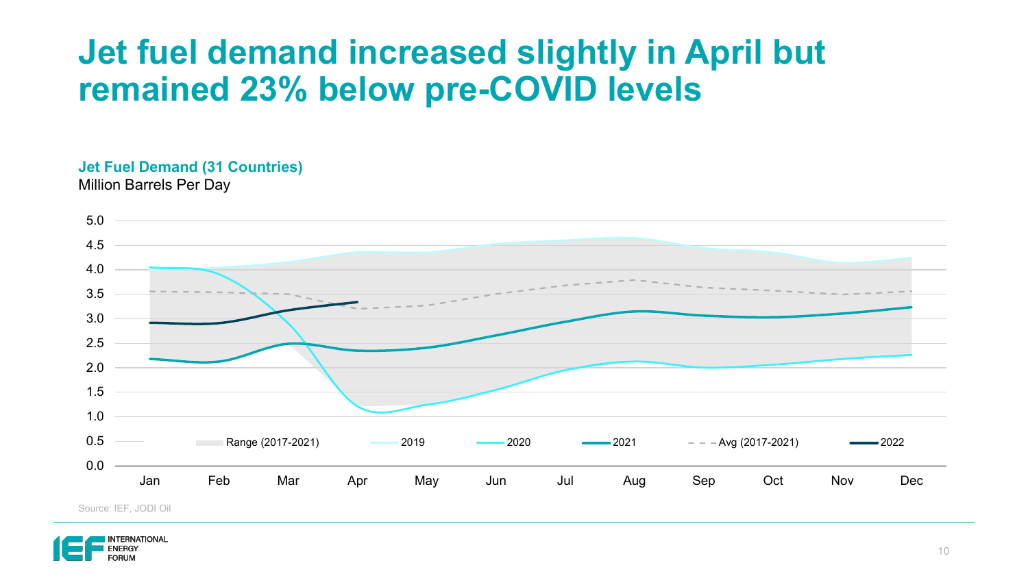# Jet fuel demand increased slightly in April but remained 23% below pre-COVID levels

**Jet Fuel Demand (31 Countries)**
Million Barrels Per Day

Source: IEF, JODI Oil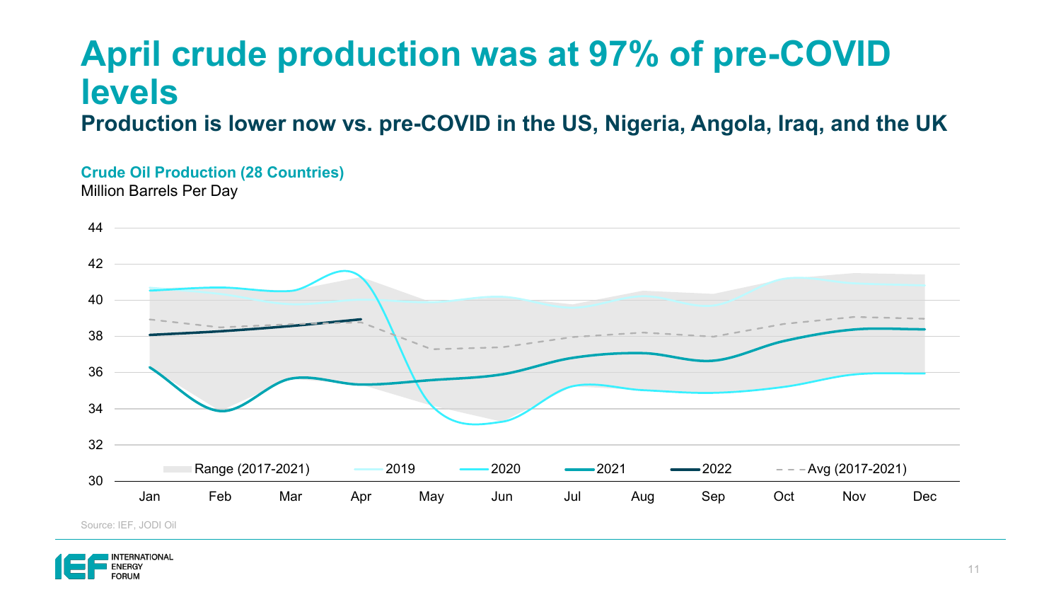# April crude production was at 97% of pre-COVID levels

## Production is lower now vs. pre-COVID in the US, Nigeria, Angola, Iraq, and the UK

**Crude Oil Production (28 Countries)**

Million Barrels Per Day

Source: IEF, JODI Oil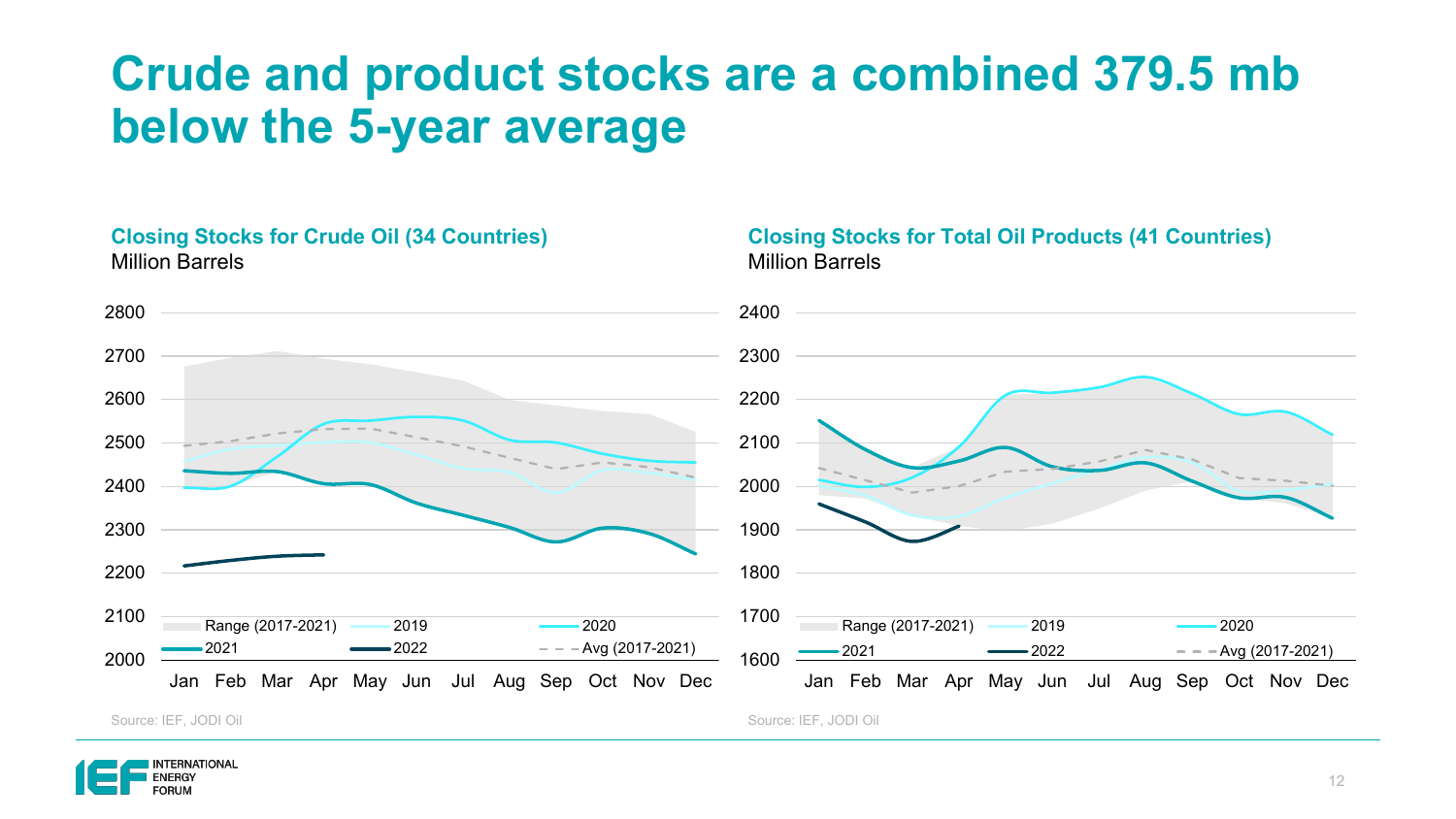# Crude and product stocks are a combined 379.5 mb below the 5-year average

**Closing Stocks for Crude Oil (34 Countries)**
Million Barrels

Range (2017-2021) | 2019 | 2020 | 2021 | 2022 | Avg (2017-2021)

Source: IEF, JODI Oil

**Closing Stocks for Total Oil Products (41 Countries)**
Million Barrels

Range (2017-2021) | 2019 | 2020 | 2021 | 2022 | Avg (2017-2021)

Source: IEF, JODI Oil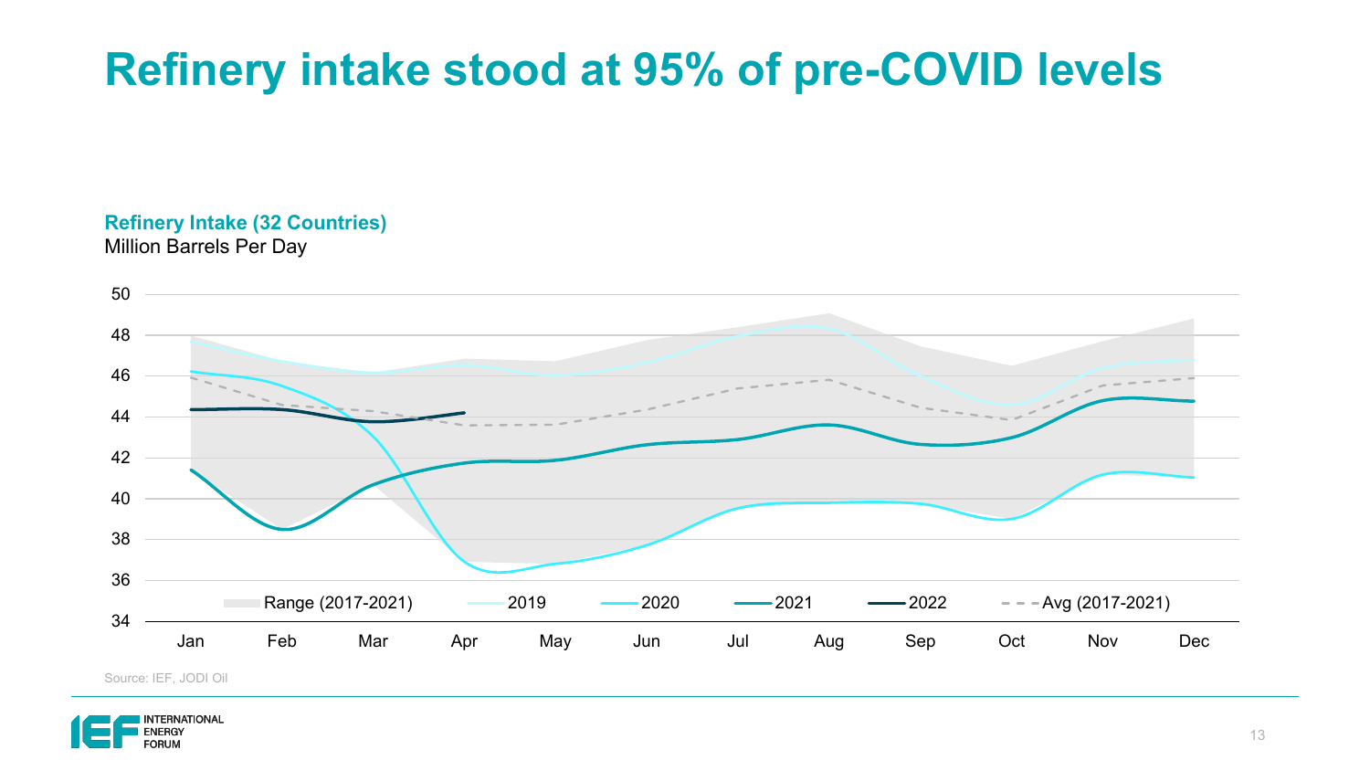# Refinery intake stood at 95% of pre-COVID levels

**Refinery Intake (32 Countries)**
Million Barrels Per Day

50
48
46
44
42
40
38
36
34

Range (2017-2021) | 2019 | 2020 | 2021 | 2022 | Avg (2017-2021)

Jan Feb Mar Apr May Jun Jul Aug Sep Oct Nov Dec

Source: IEF, JODI Oil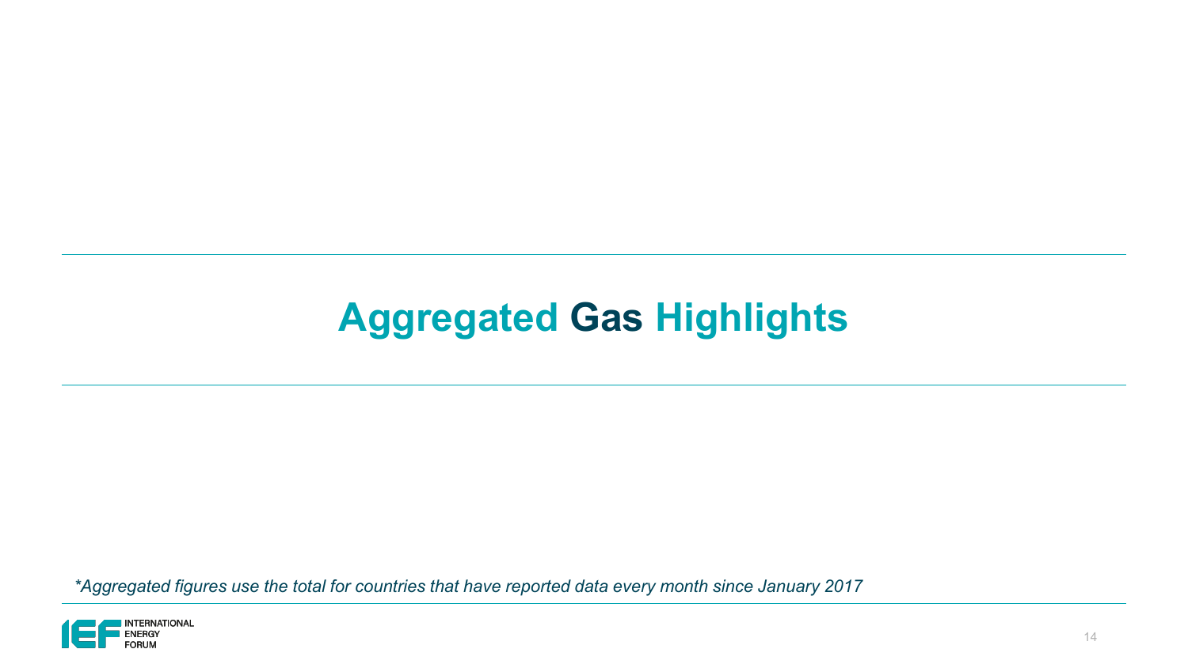# Aggregated Gas Highlights

*\*Aggregated figures use the total for countries that have reported data every month since January 2017*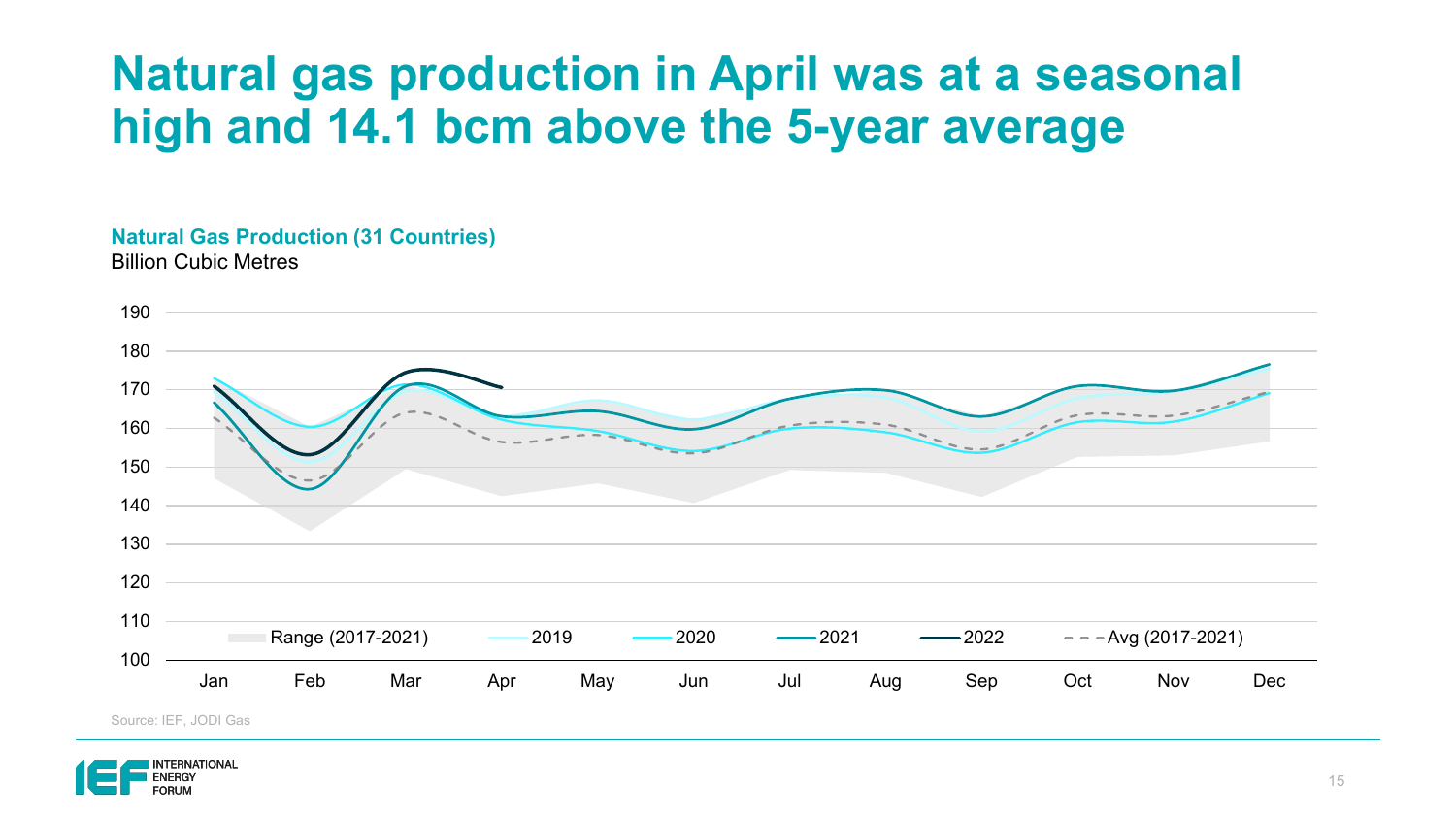# Natural gas production in April was at a seasonal high and 14.1 bcm above the 5-year average

**Natural Gas Production (31 Countries)**
Billion Cubic Metres

Source: IEF, JODI Gas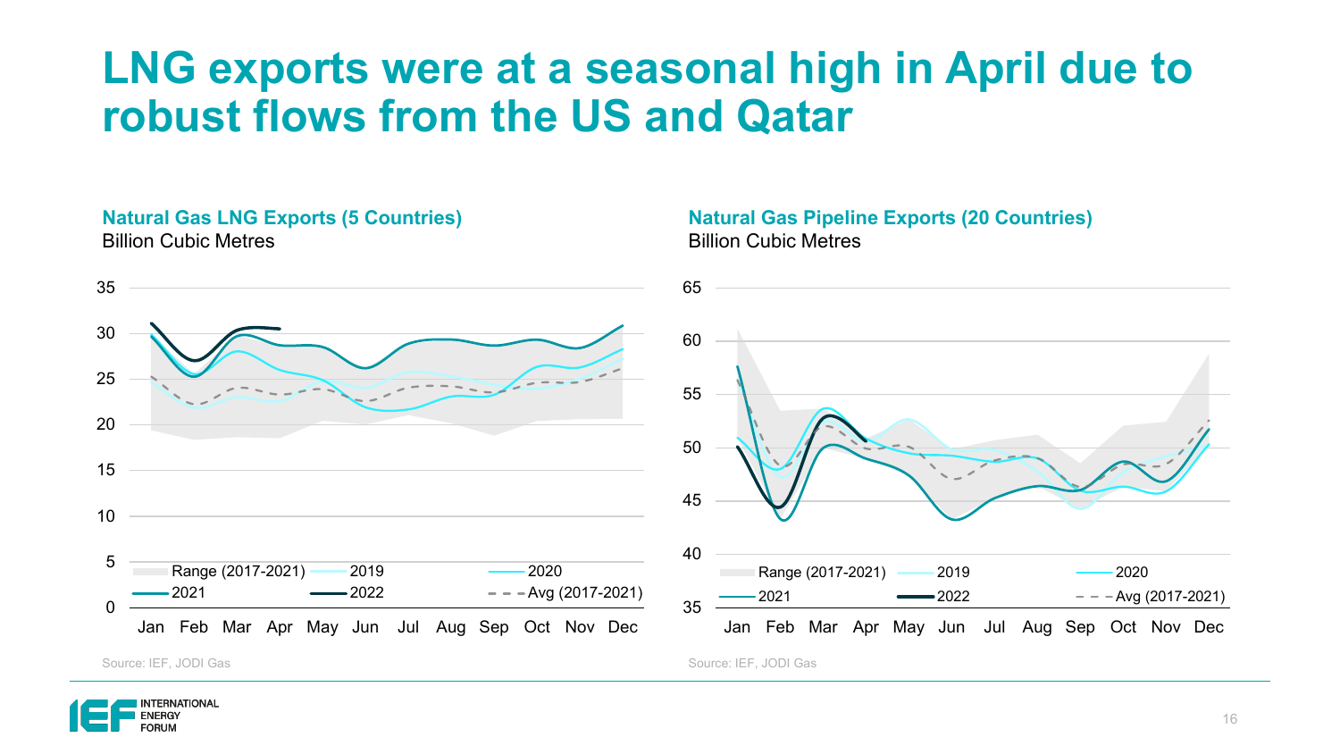# LNG exports were at a seasonal high in April due to robust flows from the US and Qatar

**Natural Gas LNG Exports (5 Countries)**
Billion Cubic Metres

Source: IEF, JODI Gas

**Natural Gas Pipeline Exports (20 Countries)**
Billion Cubic Metres

Source: IEF, JODI Gas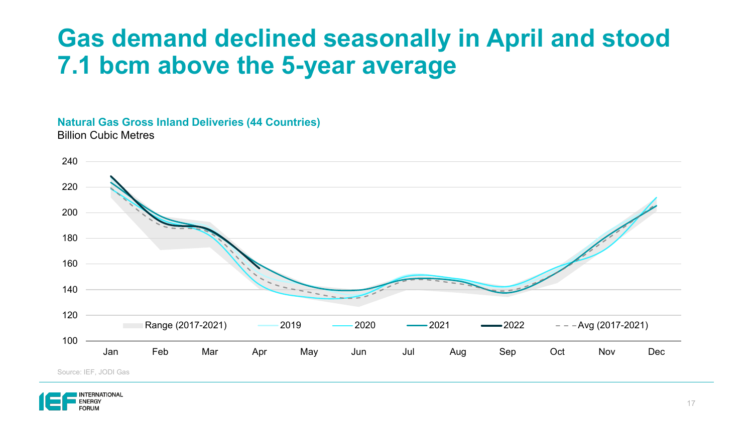# Gas demand declined seasonally in April and stood 7.1 bcm above the 5-year average

**Natural Gas Gross Inland Deliveries (44 Countries)**
Billion Cubic Metres

Source: IEF, JODI Gas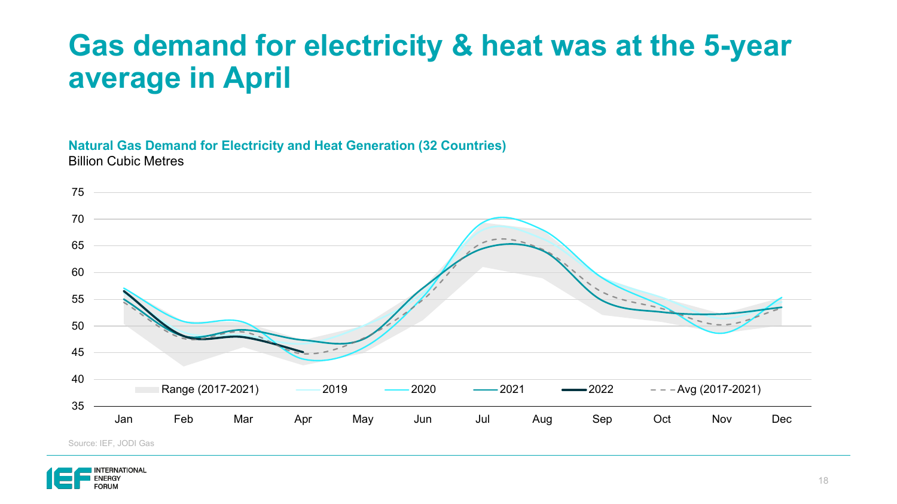# Gas demand for electricity & heat was at the 5-year average in April

**Natural Gas Demand for Electricity and Heat Generation (32 Countries)**
Billion Cubic Metres

Source: IEF, JODI Gas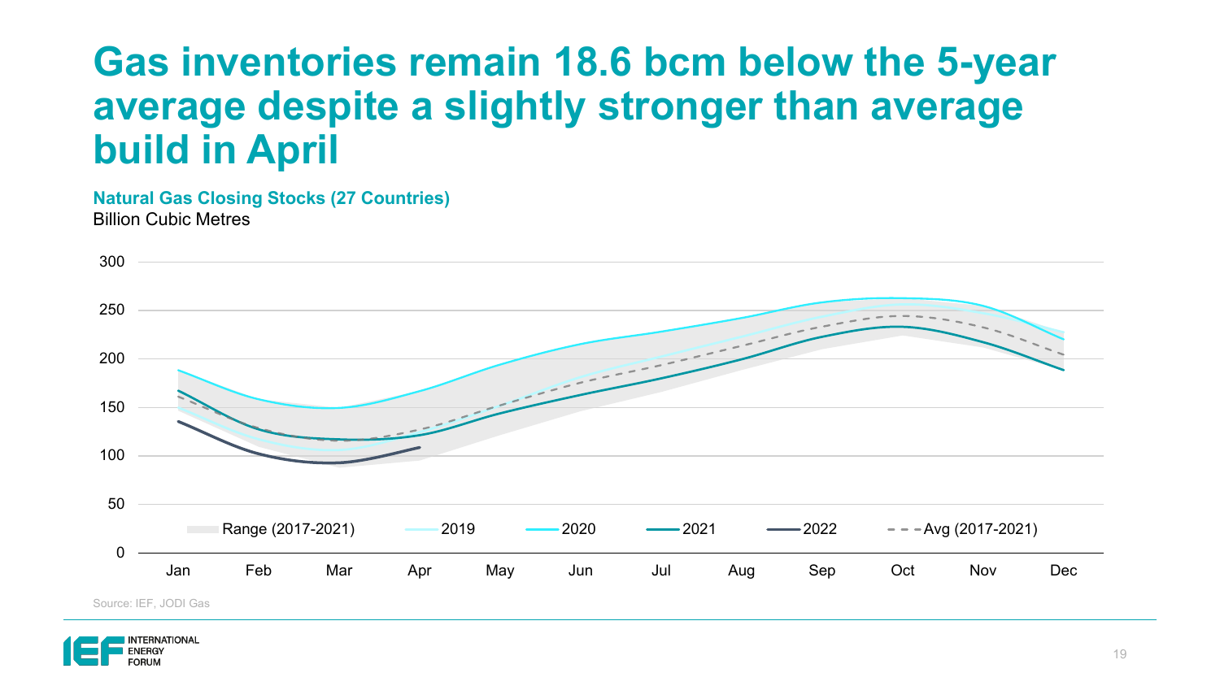# Gas inventories remain 18.6 bcm below the 5-year average despite a slightly stronger than average build in April

**Natural Gas Closing Stocks (27 Countries)**

Billion Cubic Metres

Source: IEF, JODI Gas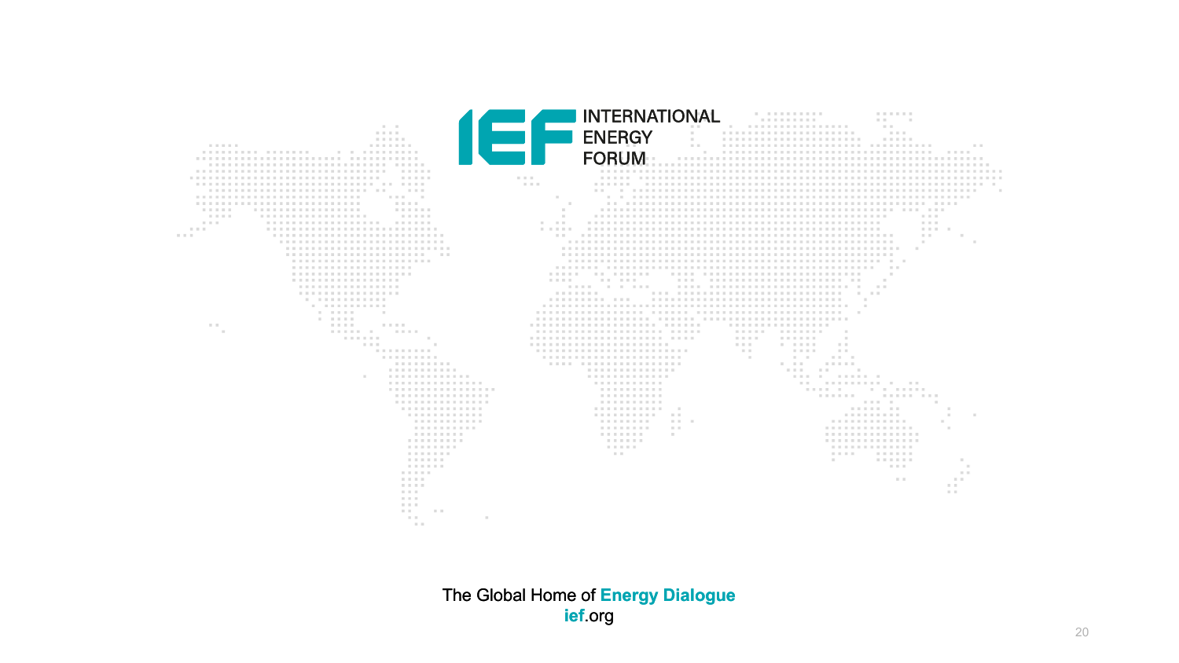INTERNATIONAL ENERGY FORUM

The Global Home of **Energy Dialogue**
**ief**.org